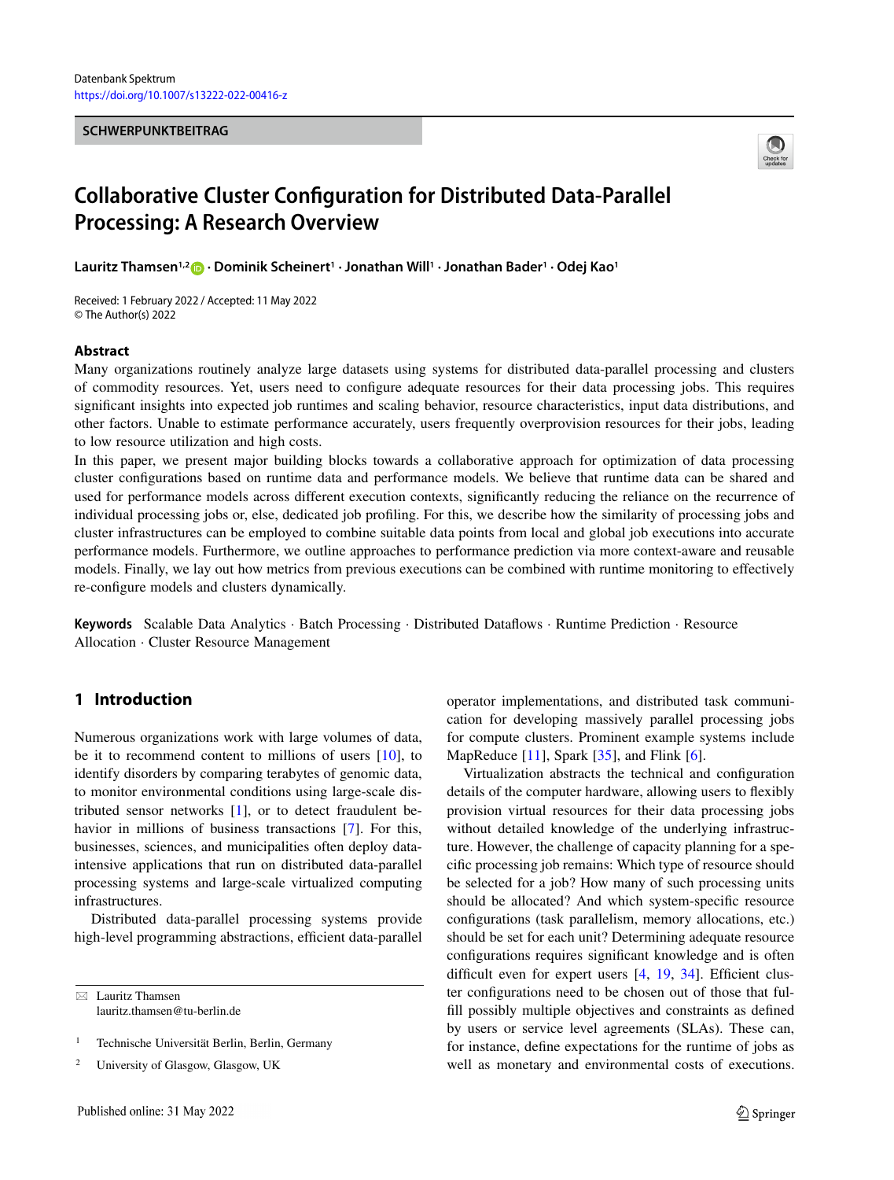Datenbank Spektrum
https://doi.org/10.1007/s13222-022-00416-z

**SCHWERPUNKTBEITRAG**

# Collaborative Cluster Configuration for Distributed Data-Parallel Processing: A Research Overview

**Lauritz Thamsen[1,2] · Dominik Scheinert[1] · Jonathan Will[1] · Jonathan Bader[1] · Odej Kao[1]**

Received: 1 February 2022 / Accepted: 11 May 2022
© The Author(s) 2022

## Abstract

Many organizations routinely analyze large datasets using systems for distributed data-parallel processing and clusters of commodity resources. Yet, users need to configure adequate resources for their data processing jobs. This requires significant insights into expected job runtimes and scaling behavior, resource characteristics, input data distributions, and other factors. Unable to estimate performance accurately, users frequently overprovision resources for their jobs, leading to low resource utilization and high costs.

In this paper, we present major building blocks towards a collaborative approach for optimization of data processing cluster configurations based on runtime data and performance models. We believe that runtime data can be shared and used for performance models across different execution contexts, significantly reducing the reliance on the recurrence of individual processing jobs or, else, dedicated job profiling. For this, we describe how the similarity of processing jobs and cluster infrastructures can be employed to combine suitable data points from local and global job executions into accurate performance models. Furthermore, we outline approaches to performance prediction via more context-aware and reusable models. Finally, we lay out how metrics from previous executions can be combined with runtime monitoring to effectively re-configure models and clusters dynamically.

**Keywords** Scalable Data Analytics · Batch Processing · Distributed Dataflows · Runtime Prediction · Resource Allocation · Cluster Resource Management

## 1 Introduction

Numerous organizations work with large volumes of data, be it to recommend content to millions of users [10], to identify disorders by comparing terabytes of genomic data, to monitor environmental conditions using large-scale distributed sensor networks [1], or to detect fraudulent behavior in millions of business transactions [7]. For this, businesses, sciences, and municipalities often deploy data-intensive applications that run on distributed data-parallel processing systems and large-scale virtualized computing infrastructures.

Distributed data-parallel processing systems provide high-level programming abstractions, efficient data-parallel operator implementations, and distributed task communication for developing massively parallel processing jobs for compute clusters. Prominent example systems include MapReduce [11], Spark [35], and Flink [6].

Virtualization abstracts the technical and configuration details of the computer hardware, allowing users to flexibly provision virtual resources for their data processing jobs without detailed knowledge of the underlying infrastructure. However, the challenge of capacity planning for a specific processing job remains: Which type of resource should be selected for a job? How many of such processing units should be allocated? And which system-specific resource configurations (task parallelism, memory allocations, etc.) should be set for each unit? Determining adequate resource configurations requires significant knowledge and is often difficult even for expert users [4, 19, 34]. Efficient cluster configurations need to be chosen out of those that fulfill possibly multiple objectives and constraints as defined by users or service level agreements (SLAs). These can, for instance, define expectations for the runtime of jobs as well as monetary and environmental costs of executions.

✉ Lauritz Thamsen
lauritz.thamsen@tu-berlin.de

[1] Technische Universität Berlin, Berlin, Germany

[2] University of Glasgow, Glasgow, UK

Published online: 31 May 2022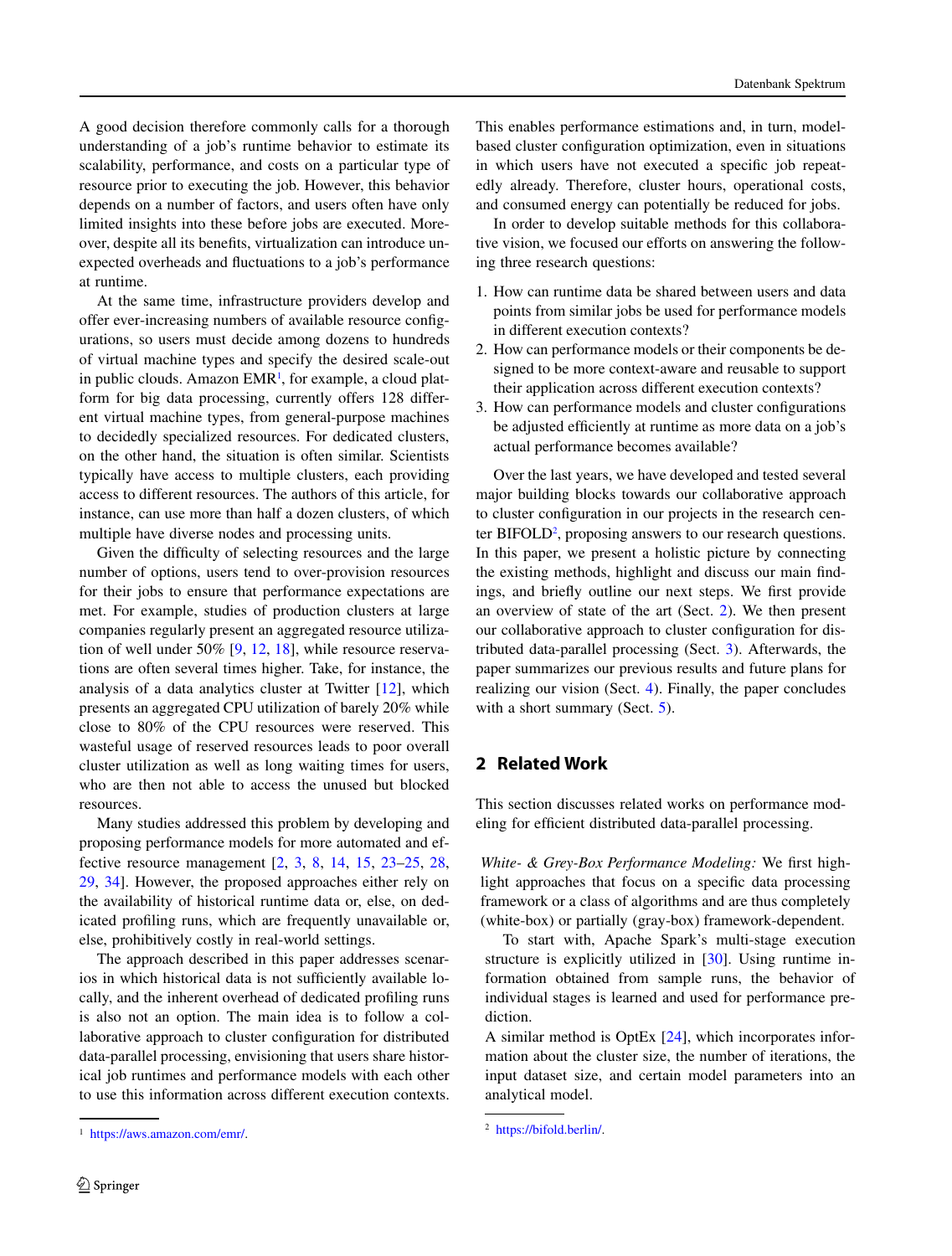A good decision therefore commonly calls for a thorough understanding of a job's runtime behavior to estimate its scalability, performance, and costs on a particular type of resource prior to executing the job. However, this behavior depends on a number of factors, and users often have only limited insights into these before jobs are executed. Moreover, despite all its benefits, virtualization can introduce unexpected overheads and fluctuations to a job's performance at runtime.

At the same time, infrastructure providers develop and offer ever-increasing numbers of available resource configurations, so users must decide among dozens to hundreds of virtual machine types and specify the desired scale-out in public clouds. Amazon EMR[1], for example, a cloud platform for big data processing, currently offers 128 different virtual machine types, from general-purpose machines to decidedly specialized resources. For dedicated clusters, on the other hand, the situation is often similar. Scientists typically have access to multiple clusters, each providing access to different resources. The authors of this article, for instance, can use more than half a dozen clusters, of which multiple have diverse nodes and processing units.

Given the difficulty of selecting resources and the large number of options, users tend to over-provision resources for their jobs to ensure that performance expectations are met. For example, studies of production clusters at large companies regularly present an aggregated resource utilization of well under 50% [9, 12, 18], while resource reservations are often several times higher. Take, for instance, the analysis of a data analytics cluster at Twitter [12], which presents an aggregated CPU utilization of barely 20% while close to 80% of the CPU resources were reserved. This wasteful usage of reserved resources leads to poor overall cluster utilization as well as long waiting times for users, who are then not able to access the unused but blocked resources.

Many studies addressed this problem by developing and proposing performance models for more automated and effective resource management [2, 3, 8, 14, 15, 23–25, 28, 29, 34]. However, the proposed approaches either rely on the availability of historical runtime data or, else, on dedicated profiling runs, which are frequently unavailable or, else, prohibitively costly in real-world settings.

The approach described in this paper addresses scenarios in which historical data is not sufficiently available locally, and the inherent overhead of dedicated profiling runs is also not an option. The main idea is to follow a collaborative approach to cluster configuration for distributed data-parallel processing, envisioning that users share historical job runtimes and performance models with each other to use this information across different execution contexts. This enables performance estimations and, in turn, model-based cluster configuration optimization, even in situations in which users have not executed a specific job repeatedly already. Therefore, cluster hours, operational costs, and consumed energy can potentially be reduced for jobs.

In order to develop suitable methods for this collaborative vision, we focused our efforts on answering the following three research questions:

1. How can runtime data be shared between users and data points from similar jobs be used for performance models in different execution contexts?
2. How can performance models or their components be designed to be more context-aware and reusable to support their application across different execution contexts?
3. How can performance models and cluster configurations be adjusted efficiently at runtime as more data on a job's actual performance becomes available?

Over the last years, we have developed and tested several major building blocks towards our collaborative approach to cluster configuration in our projects in the research center BIFOLD[2], proposing answers to our research questions. In this paper, we present a holistic picture by connecting the existing methods, highlight and discuss our main findings, and briefly outline our next steps. We first provide an overview of state of the art (Sect. 2). We then present our collaborative approach to cluster configuration for distributed data-parallel processing (Sect. 3). Afterwards, the paper summarizes our previous results and future plans for realizing our vision (Sect. 4). Finally, the paper concludes with a short summary (Sect. 5).

## 2 Related Work

This section discusses related works on performance modeling for efficient distributed data-parallel processing.

*White- & Grey-Box Performance Modeling:* We first highlight approaches that focus on a specific data processing framework or a class of algorithms and are thus completely (white-box) or partially (gray-box) framework-dependent.

To start with, Apache Spark's multi-stage execution structure is explicitly utilized in [30]. Using runtime information obtained from sample runs, the behavior of individual stages is learned and used for performance prediction.

A similar method is OptEx [24], which incorporates information about the cluster size, the number of iterations, the input dataset size, and certain model parameters into an analytical model.

[1] https://aws.amazon.com/emr/.

[2] https://bifold.berlin/.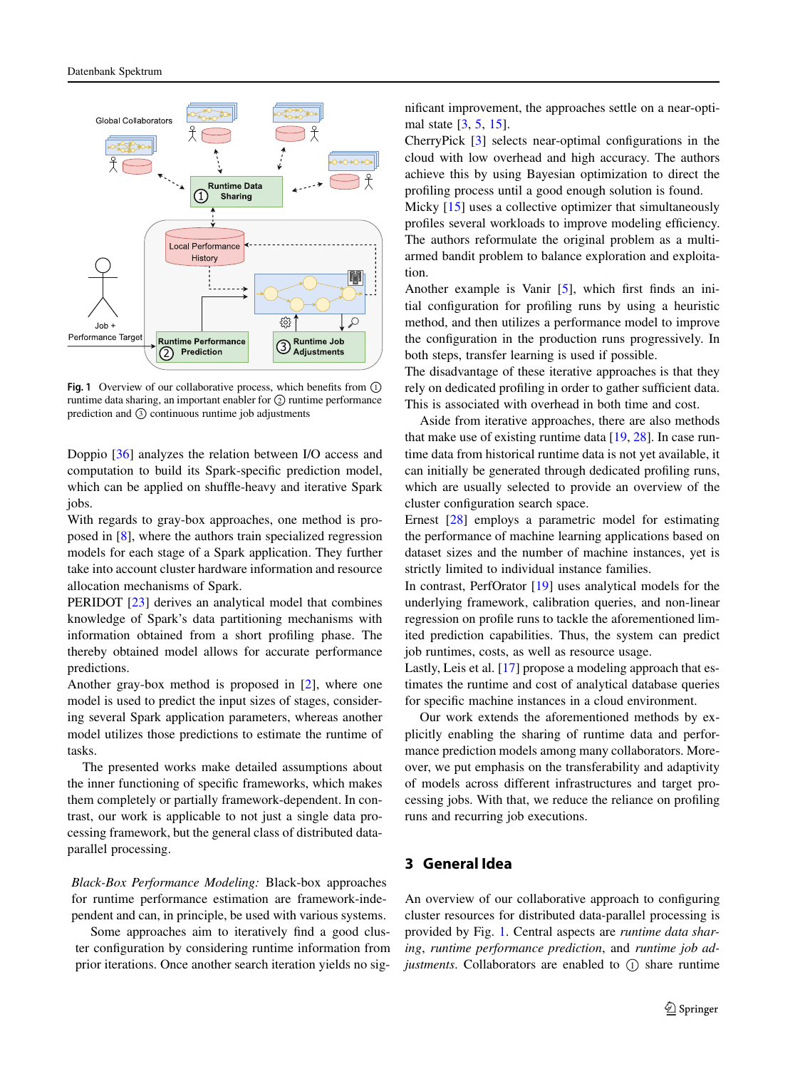**Fig. 1** Overview of our collaborative process, which benefits from ① runtime data sharing, an important enabler for ② runtime performance prediction and ③ continuous runtime job adjustments

Doppio [36] analyzes the relation between I/O access and computation to build its Spark-specific prediction model, which can be applied on shuffle-heavy and iterative Spark jobs.

With regards to gray-box approaches, one method is proposed in [8], where the authors train specialized regression models for each stage of a Spark application. They further take into account cluster hardware information and resource allocation mechanisms of Spark.

PERIDOT [23] derives an analytical model that combines knowledge of Spark's data partitioning mechanisms with information obtained from a short profiling phase. The thereby obtained model allows for accurate performance predictions.

Another gray-box method is proposed in [2], where one model is used to predict the input sizes of stages, considering several Spark application parameters, whereas another model utilizes those predictions to estimate the runtime of tasks.

The presented works make detailed assumptions about the inner functioning of specific frameworks, which makes them completely or partially framework-dependent. In contrast, our work is applicable to not just a single data processing framework, but the general class of distributed data-parallel processing.

*Black-Box Performance Modeling:* Black-box approaches for runtime performance estimation are framework-independent and can, in principle, be used with various systems.

Some approaches aim to iteratively find a good cluster configuration by considering runtime information from prior iterations. Once another search iteration yields no significant improvement, the approaches settle on a near-optimal state [3, 5, 15].

CherryPick [3] selects near-optimal configurations in the cloud with low overhead and high accuracy. The authors achieve this by using Bayesian optimization to direct the profiling process until a good enough solution is found.

Micky [15] uses a collective optimizer that simultaneously profiles several workloads to improve modeling efficiency. The authors reformulate the original problem as a multi-armed bandit problem to balance exploration and exploitation.

Another example is Vanir [5], which first finds an initial configuration for profiling runs by using a heuristic method, and then utilizes a performance model to improve the configuration in the production runs progressively. In both steps, transfer learning is used if possible.

The disadvantage of these iterative approaches is that they rely on dedicated profiling in order to gather sufficient data. This is associated with overhead in both time and cost.

Aside from iterative approaches, there are also methods that make use of existing runtime data [19, 28]. In case runtime data from historical runtime data is not yet available, it can initially be generated through dedicated profiling runs, which are usually selected to provide an overview of the cluster configuration search space.

Ernest [28] employs a parametric model for estimating the performance of machine learning applications based on dataset sizes and the number of machine instances, yet is strictly limited to individual instance families.

In contrast, PerfOrator [19] uses analytical models for the underlying framework, calibration queries, and non-linear regression on profile runs to tackle the aforementioned limited prediction capabilities. Thus, the system can predict job runtimes, costs, as well as resource usage.

Lastly, Leis et al. [17] propose a modeling approach that estimates the runtime and cost of analytical database queries for specific machine instances in a cloud environment.

Our work extends the aforementioned methods by explicitly enabling the sharing of runtime data and performance prediction models among many collaborators. Moreover, we put emphasis on the transferability and adaptivity of models across different infrastructures and target processing jobs. With that, we reduce the reliance on profiling runs and recurring job executions.

## 3 General Idea

An overview of our collaborative approach to configuring cluster resources for distributed data-parallel processing is provided by Fig. 1. Central aspects are *runtime data sharing*, *runtime performance prediction*, and *runtime job adjustments*. Collaborators are enabled to ① share runtime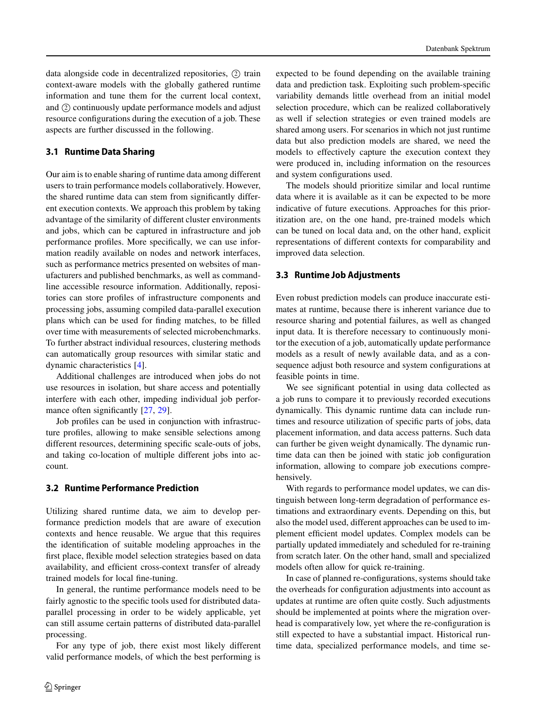data alongside code in decentralized repositories, ② train context-aware models with the globally gathered runtime information and tune them for the current local context, and ② continuously update performance models and adjust resource configurations during the execution of a job. These aspects are further discussed in the following.

### 3.1 Runtime Data Sharing

Our aim is to enable sharing of runtime data among different users to train performance models collaboratively. However, the shared runtime data can stem from significantly different execution contexts. We approach this problem by taking advantage of the similarity of different cluster environments and jobs, which can be captured in infrastructure and job performance profiles. More specifically, we can use information readily available on nodes and network interfaces, such as performance metrics presented on websites of manufacturers and published benchmarks, as well as command-line accessible resource information. Additionally, repositories can store profiles of infrastructure components and processing jobs, assuming compiled data-parallel execution plans which can be used for finding matches, to be filled over time with measurements of selected microbenchmarks. To further abstract individual resources, clustering methods can automatically group resources with similar static and dynamic characteristics [4].

Additional challenges are introduced when jobs do not use resources in isolation, but share access and potentially interfere with each other, impeding individual job performance often significantly [27, 29].

Job profiles can be used in conjunction with infrastructure profiles, allowing to make sensible selections among different resources, determining specific scale-outs of jobs, and taking co-location of multiple different jobs into account.

### 3.2 Runtime Performance Prediction

Utilizing shared runtime data, we aim to develop performance prediction models that are aware of execution contexts and hence reusable. We argue that this requires the identification of suitable modeling approaches in the first place, flexible model selection strategies based on data availability, and efficient cross-context transfer of already trained models for local fine-tuning.

In general, the runtime performance models need to be fairly agnostic to the specific tools used for distributed data-parallel processing in order to be widely applicable, yet can still assume certain patterns of distributed data-parallel processing.

For any type of job, there exist most likely different valid performance models, of which the best performing is expected to be found depending on the available training data and prediction task. Exploiting such problem-specific variability demands little overhead from an initial model selection procedure, which can be realized collaboratively as well if selection strategies or even trained models are shared among users. For scenarios in which not just runtime data but also prediction models are shared, we need the models to effectively capture the execution context they were produced in, including information on the resources and system configurations used.

The models should prioritize similar and local runtime data where it is available as it can be expected to be more indicative of future executions. Approaches for this prioritization are, on the one hand, pre-trained models which can be tuned on local data and, on the other hand, explicit representations of different contexts for comparability and improved data selection.

### 3.3 Runtime Job Adjustments

Even robust prediction models can produce inaccurate estimates at runtime, because there is inherent variance due to resource sharing and potential failures, as well as changed input data. It is therefore necessary to continuously monitor the execution of a job, automatically update performance models as a result of newly available data, and as a consequence adjust both resource and system configurations at feasible points in time.

We see significant potential in using data collected as a job runs to compare it to previously recorded executions dynamically. This dynamic runtime data can include runtimes and resource utilization of specific parts of jobs, data placement information, and data access patterns. Such data can further be given weight dynamically. The dynamic runtime data can then be joined with static job configuration information, allowing to compare job executions comprehensively.

With regards to performance model updates, we can distinguish between long-term degradation of performance estimations and extraordinary events. Depending on this, but also the model used, different approaches can be used to implement efficient model updates. Complex models can be partially updated immediately and scheduled for re-training from scratch later. On the other hand, small and specialized models often allow for quick re-training.

In case of planned re-configurations, systems should take the overheads for configuration adjustments into account as updates at runtime are often quite costly. Such adjustments should be implemented at points where the migration overhead is comparatively low, yet where the re-configuration is still expected to have a substantial impact. Historical runtime data, specialized performance models, and time se-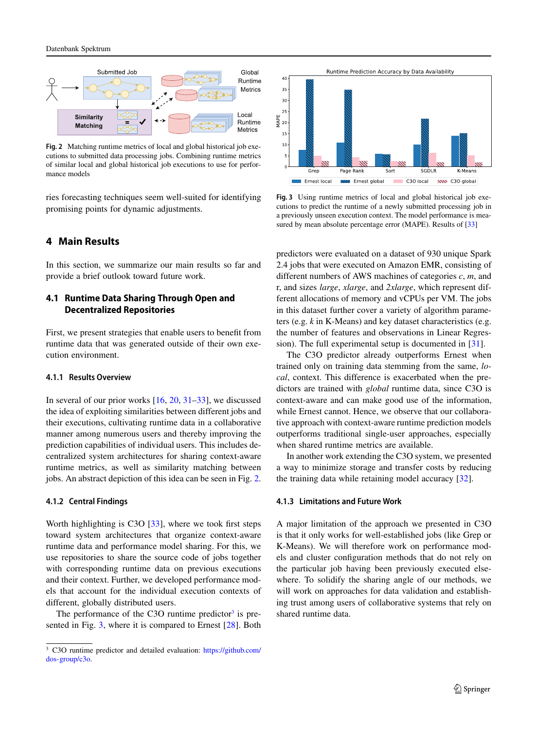Fig. 2 Matching runtime metrics of local and global historical job executions to submitted data processing jobs. Combining runtime metrics of similar local and global historical job executions to use for performance models

Fig. 3 Using runtime metrics of local and global historical job executions to predict the runtime of a newly submitted processing job in a previously unseen execution context. The model performance is measured by mean absolute percentage error (MAPE). Results of [33]

ries forecasting techniques seem well-suited for identifying promising points for dynamic adjustments.

## 4 Main Results

In this section, we summarize our main results so far and provide a brief outlook toward future work.

### 4.1 Runtime Data Sharing Through Open and Decentralized Repositories

First, we present strategies that enable users to benefit from runtime data that was generated outside of their own execution environment.

#### 4.1.1 Results Overview

In several of our prior works [16, 20, 31–33], we discussed the idea of exploiting similarities between different jobs and their executions, cultivating runtime data in a collaborative manner among numerous users and thereby improving the prediction capabilities of individual users. This includes decentralized system architectures for sharing context-aware runtime metrics, as well as similarity matching between jobs. An abstract depiction of this idea can be seen in Fig. 2.

#### 4.1.2 Central Findings

Worth highlighting is C3O [33], where we took first steps toward system architectures that organize context-aware runtime data and performance model sharing. For this, we use repositories to share the source code of jobs together with corresponding runtime data on previous executions and their context. Further, we developed performance models that account for the individual execution contexts of different, globally distributed users.

The performance of the C3O runtime predictor[3] is presented in Fig. 3, where it is compared to Ernest [28]. Both predictors were evaluated on a dataset of 930 unique Spark 2.4 jobs that were executed on Amazon EMR, consisting of different numbers of AWS machines of categories *c*, *m*, and r, and sizes *large*, *xlarge*, and *2xlarge*, which represent different allocations of memory and vCPUs per VM. The jobs in this dataset further cover a variety of algorithm parameters (e.g. *k* in K-Means) and key dataset characteristics (e.g. the number of features and observations in Linear Regression). The full experimental setup is documented in [31].

The C3O predictor already outperforms Ernest when trained only on training data stemming from the same, *local*, context. This difference is exacerbated when the predictors are trained with *global* runtime data, since C3O is context-aware and can make good use of the information, while Ernest cannot. Hence, we observe that our collaborative approach with context-aware runtime prediction models outperforms traditional single-user approaches, especially when shared runtime metrics are available.

In another work extending the C3O system, we presented a way to minimize storage and transfer costs by reducing the training data while retaining model accuracy [32].

#### 4.1.3 Limitations and Future Work

A major limitation of the approach we presented in C3O is that it only works for well-established jobs (like Grep or K-Means). We will therefore work on performance models and cluster configuration methods that do not rely on the particular job having been previously executed elsewhere. To solidify the sharing angle of our methods, we will work on approaches for data validation and establishing trust among users of collaborative systems that rely on shared runtime data.

[3] C3O runtime predictor and detailed evaluation: https://github.com/dos-group/c3o.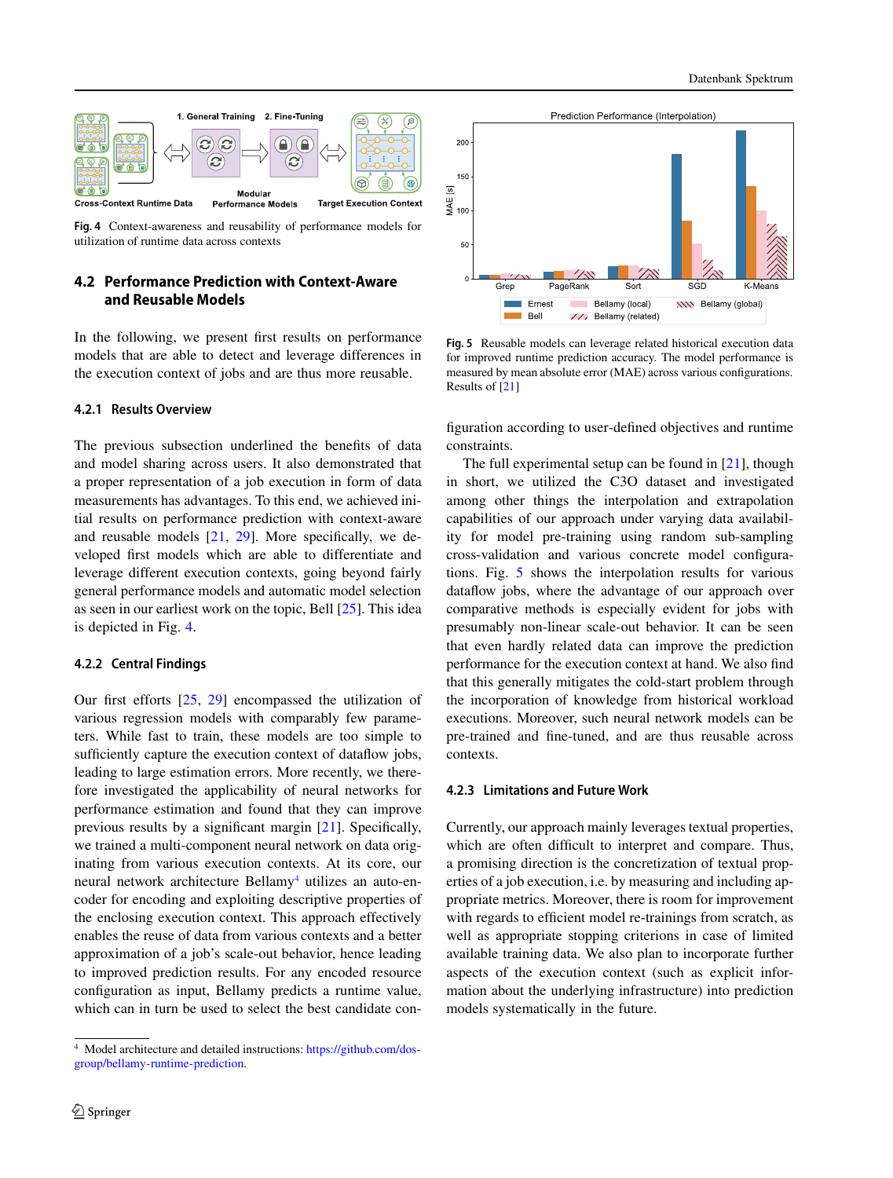Fig. 4 Context-awareness and reusability of performance models for utilization of runtime data across contexts

Fig. 5 Reusable models can leverage related historical execution data for improved runtime prediction accuracy. The model performance is measured by mean absolute error (MAE) across various configurations. Results of [21]

### 4.2 Performance Prediction with Context-Aware and Reusable Models

In the following, we present first results on performance models that are able to detect and leverage differences in the execution context of jobs and are thus more reusable.

#### 4.2.1 Results Overview

The previous subsection underlined the benefits of data and model sharing across users. It also demonstrated that a proper representation of a job execution in form of data measurements has advantages. To this end, we achieved initial results on performance prediction with context-aware and reusable models [21, 29]. More specifically, we developed first models which are able to differentiate and leverage different execution contexts, going beyond fairly general performance models and automatic model selection as seen in our earliest work on the topic, Bell [25]. This idea is depicted in Fig. 4.

#### 4.2.2 Central Findings

Our first efforts [25, 29] encompassed the utilization of various regression models with comparably few parameters. While fast to train, these models are too simple to sufficiently capture the execution context of dataflow jobs, leading to large estimation errors. More recently, we therefore investigated the applicability of neural networks for performance estimation and found that they can improve previous results by a significant margin [21]. Specifically, we trained a multi-component neural network on data originating from various execution contexts. At its core, our neural network architecture Bellamy[4] utilizes an auto-encoder for encoding and exploiting descriptive properties of the enclosing execution context. This approach effectively enables the reuse of data from various contexts and a better approximation of a job's scale-out behavior, hence leading to improved prediction results. For any encoded resource configuration as input, Bellamy predicts a runtime value, which can in turn be used to select the best candidate configuration according to user-defined objectives and runtime constraints.

The full experimental setup can be found in [21], though in short, we utilized the C3O dataset and investigated among other things the interpolation and extrapolation capabilities of our approach under varying data availability for model pre-training using random sub-sampling cross-validation and various concrete model configurations. Fig. 5 shows the interpolation results for various dataflow jobs, where the advantage of our approach over comparative methods is especially evident for jobs with presumably non-linear scale-out behavior. It can be seen that even hardly related data can improve the prediction performance for the execution context at hand. We also find that this generally mitigates the cold-start problem through the incorporation of knowledge from historical workload executions. Moreover, such neural network models can be pre-trained and fine-tuned, and are thus reusable across contexts.

#### 4.2.3 Limitations and Future Work

Currently, our approach mainly leverages textual properties, which are often difficult to interpret and compare. Thus, a promising direction is the concretization of textual properties of a job execution, i.e. by measuring and including appropriate metrics. Moreover, there is room for improvement with regards to efficient model re-trainings from scratch, as well as appropriate stopping criterions in case of limited available training data. We also plan to incorporate further aspects of the execution context (such as explicit information about the underlying infrastructure) into prediction models systematically in the future.

[4] Model architecture and detailed instructions: https://github.com/dos-group/bellamy-runtime-prediction.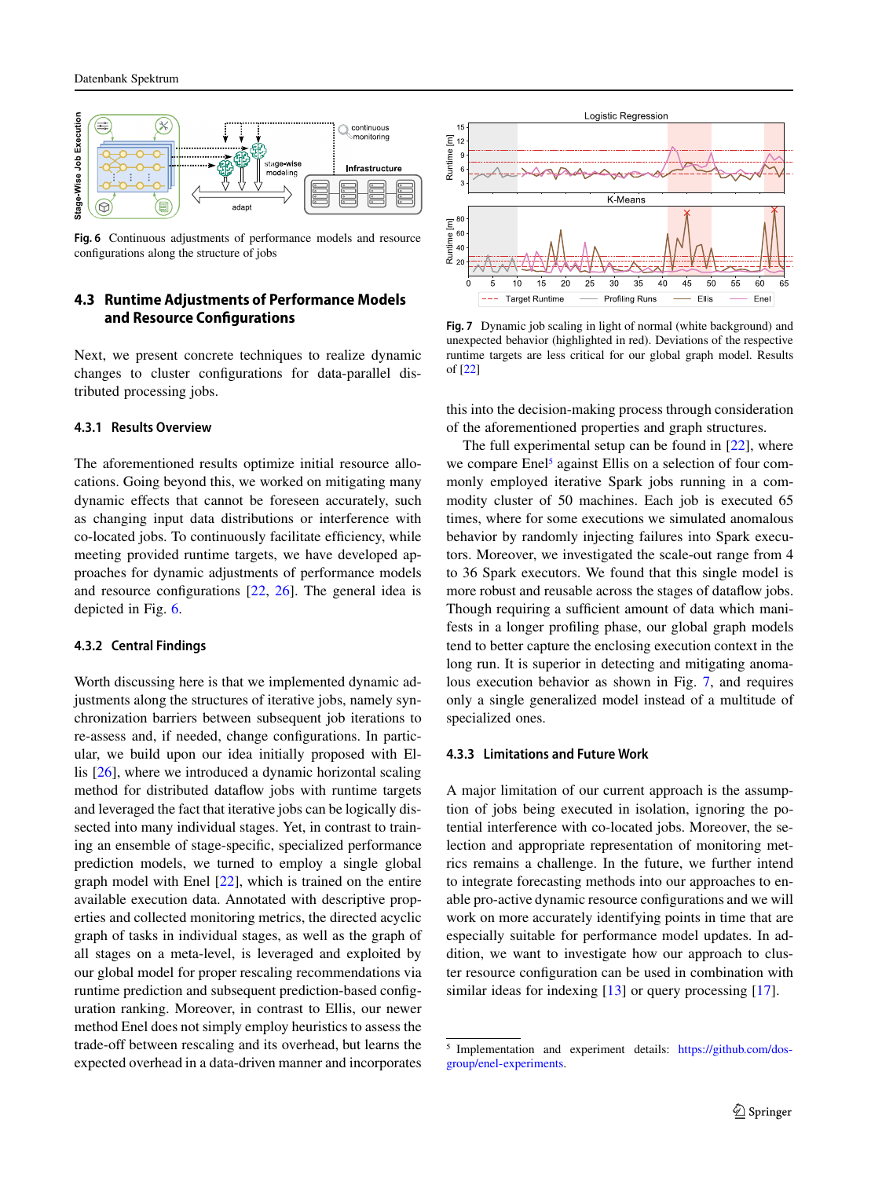Fig. 6 Continuous adjustments of performance models and resource configurations along the structure of jobs

Fig. 7 Dynamic job scaling in light of normal (white background) and unexpected behavior (highlighted in red). Deviations of the respective runtime targets are less critical for our global graph model. Results of [22]

### 4.3 Runtime Adjustments of Performance Models and Resource Configurations

Next, we present concrete techniques to realize dynamic changes to cluster configurations for data-parallel distributed processing jobs.

#### 4.3.1 Results Overview

The aforementioned results optimize initial resource allocations. Going beyond this, we worked on mitigating many dynamic effects that cannot be foreseen accurately, such as changing input data distributions or interference with co-located jobs. To continuously facilitate efficiency, while meeting provided runtime targets, we have developed approaches for dynamic adjustments of performance models and resource configurations [22, 26]. The general idea is depicted in Fig. 6.

#### 4.3.2 Central Findings

Worth discussing here is that we implemented dynamic adjustments along the structures of iterative jobs, namely synchronization barriers between subsequent job iterations to re-assess and, if needed, change configurations. In particular, we build upon our idea initially proposed with Ellis [26], where we introduced a dynamic horizontal scaling method for distributed dataflow jobs with runtime targets and leveraged the fact that iterative jobs can be logically dissected into many individual stages. Yet, in contrast to training an ensemble of stage-specific, specialized performance prediction models, we turned to employ a single global graph model with Enel [22], which is trained on the entire available execution data. Annotated with descriptive properties and collected monitoring metrics, the directed acyclic graph of tasks in individual stages, as well as the graph of all stages on a meta-level, is leveraged and exploited by our global model for proper rescaling recommendations via runtime prediction and subsequent prediction-based configuration ranking. Moreover, in contrast to Ellis, our newer method Enel does not simply employ heuristics to assess the trade-off between rescaling and its overhead, but learns the expected overhead in a data-driven manner and incorporates this into the decision-making process through consideration of the aforementioned properties and graph structures.

The full experimental setup can be found in [22], where we compare Enel[5] against Ellis on a selection of four commonly employed iterative Spark jobs running in a commodity cluster of 50 machines. Each job is executed 65 times, where for some executions we simulated anomalous behavior by randomly injecting failures into Spark executors. Moreover, we investigated the scale-out range from 4 to 36 Spark executors. We found that this single model is more robust and reusable across the stages of dataflow jobs. Though requiring a sufficient amount of data which manifests in a longer profiling phase, our global graph models tend to better capture the enclosing execution context in the long run. It is superior in detecting and mitigating anomalous execution behavior as shown in Fig. 7, and requires only a single generalized model instead of a multitude of specialized ones.

#### 4.3.3 Limitations and Future Work

A major limitation of our current approach is the assumption of jobs being executed in isolation, ignoring the potential interference with co-located jobs. Moreover, the selection and appropriate representation of monitoring metrics remains a challenge. In the future, we further intend to integrate forecasting methods into our approaches to enable pro-active dynamic resource configurations and we will work on more accurately identifying points in time that are especially suitable for performance model updates. In addition, we want to investigate how our approach to cluster resource configuration can be used in combination with similar ideas for indexing [13] or query processing [17].

[5] Implementation and experiment details: https://github.com/dos-group/enel-experiments.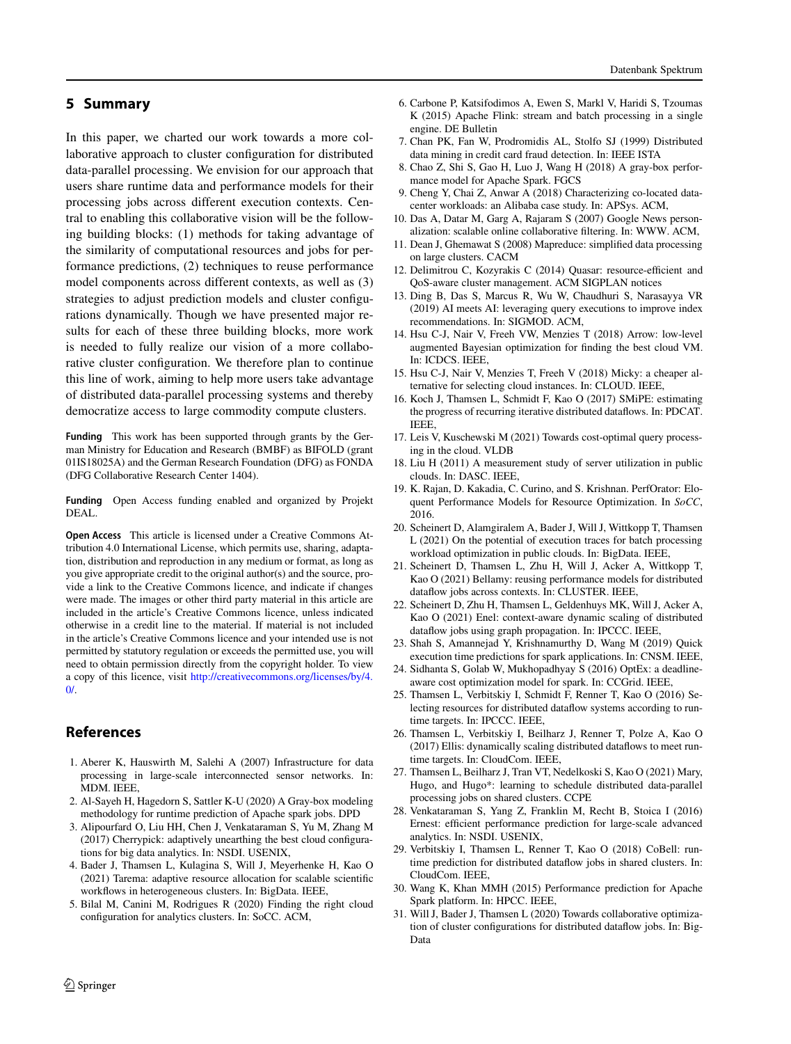## 5 Summary

In this paper, we charted our work towards a more collaborative approach to cluster configuration for distributed data-parallel processing. We envision for our approach that users share runtime data and performance models for their processing jobs across different execution contexts. Central to enabling this collaborative vision will be the following building blocks: (1) methods for taking advantage of the similarity of computational resources and jobs for performance predictions, (2) techniques to reuse performance model components across different contexts, as well as (3) strategies to adjust prediction models and cluster configurations dynamically. Though we have presented major results for each of these three building blocks, more work is needed to fully realize our vision of a more collaborative cluster configuration. We therefore plan to continue this line of work, aiming to help more users take advantage of distributed data-parallel processing systems and thereby democratize access to large commodity compute clusters.

**Funding** This work has been supported through grants by the German Ministry for Education and Research (BMBF) as BIFOLD (grant 01IS18025A) and the German Research Foundation (DFG) as FONDA (DFG Collaborative Research Center 1404).

**Funding** Open Access funding enabled and organized by Projekt DEAL.

**Open Access** This article is licensed under a Creative Commons Attribution 4.0 International License, which permits use, sharing, adaptation, distribution and reproduction in any medium or format, as long as you give appropriate credit to the original author(s) and the source, provide a link to the Creative Commons licence, and indicate if changes were made. The images or other third party material in this article are included in the article's Creative Commons licence, unless indicated otherwise in a credit line to the material. If material is not included in the article's Creative Commons licence and your intended use is not permitted by statutory regulation or exceeds the permitted use, you will need to obtain permission directly from the copyright holder. To view a copy of this licence, visit http://creativecommons.org/licenses/by/4.0/.

## References

1. Aberer K, Hauswirth M, Salehi A (2007) Infrastructure for data processing in large-scale interconnected sensor networks. In: MDM. IEEE,
2. Al-Sayeh H, Hagedorn S, Sattler K-U (2020) A Gray-box modeling methodology for runtime prediction of Apache spark jobs. DPD
3. Alipourfard O, Liu HH, Chen J, Venkataraman S, Yu M, Zhang M (2017) Cherrypick: adaptively unearthing the best cloud configurations for big data analytics. In: NSDI. USENIX,
4. Bader J, Thamsen L, Kulagina S, Will J, Meyerhenke H, Kao O (2021) Tarema: adaptive resource allocation for scalable scientific workflows in heterogeneous clusters. In: BigData. IEEE,
5. Bilal M, Canini M, Rodrigues R (2020) Finding the right cloud configuration for analytics clusters. In: SoCC. ACM,
6. Carbone P, Katsifodimos A, Ewen S, Markl V, Haridi S, Tzoumas K (2015) Apache Flink: stream and batch processing in a single engine. DE Bulletin
7. Chan PK, Fan W, Prodromidis AL, Stolfo SJ (1999) Distributed data mining in credit card fraud detection. In: IEEE ISTA
8. Chao Z, Shi S, Gao H, Luo J, Wang H (2018) A gray-box performance model for Apache Spark. FGCS
9. Cheng Y, Chai Z, Anwar A (2018) Characterizing co-located datacenter workloads: an Alibaba case study. In: APSys. ACM,
10. Das A, Datar M, Garg A, Rajaram S (2007) Google News personalization: scalable online collaborative filtering. In: WWW. ACM,
11. Dean J, Ghemawat S (2008) Mapreduce: simplified data processing on large clusters. CACM
12. Delimitrou C, Kozyrakis C (2014) Quasar: resource-efficient and QoS-aware cluster management. ACM SIGPLAN notices
13. Ding B, Das S, Marcus R, Wu W, Chaudhuri S, Narasayya VR (2019) AI meets AI: leveraging query executions to improve index recommendations. In: SIGMOD. ACM,
14. Hsu C-J, Nair V, Freeh VW, Menzies T (2018) Arrow: low-level augmented Bayesian optimization for finding the best cloud VM. In: ICDCS. IEEE,
15. Hsu C-J, Nair V, Menzies T, Freeh V (2018) Micky: a cheaper alternative for selecting cloud instances. In: CLOUD. IEEE,
16. Koch J, Thamsen L, Schmidt F, Kao O (2017) SMiPE: estimating the progress of recurring iterative distributed dataflows. In: PDCAT. IEEE,
17. Leis V, Kuschewski M (2021) Towards cost-optimal query processing in the cloud. VLDB
18. Liu H (2011) A measurement study of server utilization in public clouds. In: DASC. IEEE,
19. K. Rajan, D. Kakadia, C. Curino, and S. Krishnan. PerfOrator: Eloquent Performance Models for Resource Optimization. In *SoCC*, 2016.
20. Scheinert D, Alamgiralem A, Bader J, Will J, Wittkopp T, Thamsen L (2021) On the potential of execution traces for batch processing workload optimization in public clouds. In: BigData. IEEE,
21. Scheinert D, Thamsen L, Zhu H, Will J, Acker A, Wittkopp T, Kao O (2021) Bellamy: reusing performance models for distributed dataflow jobs across contexts. In: CLUSTER. IEEE,
22. Scheinert D, Zhu H, Thamsen L, Geldenhuys MK, Will J, Acker A, Kao O (2021) Enel: context-aware dynamic scaling of distributed dataflow jobs using graph propagation. In: IPCCC. IEEE,
23. Shah S, Amannejad Y, Krishnamurthy D, Wang M (2019) Quick execution time predictions for spark applications. In: CNSM. IEEE,
24. Sidhanta S, Golab W, Mukhopadhyay S (2016) OptEx: a deadline-aware cost optimization model for spark. In: CCGrid. IEEE,
25. Thamsen L, Verbitskiy I, Schmidt F, Renner T, Kao O (2016) Selecting resources for distributed dataflow systems according to runtime targets. In: IPCCC. IEEE,
26. Thamsen L, Verbitskiy I, Beilharz J, Renner T, Polze A, Kao O (2017) Ellis: dynamically scaling distributed dataflows to meet runtime targets. In: CloudCom. IEEE,
27. Thamsen L, Beilharz J, Tran VT, Nedelkoski S, Kao O (2021) Mary, Hugo, and Hugo*: learning to schedule distributed data-parallel processing jobs on shared clusters. CCPE
28. Venkataraman S, Yang Z, Franklin M, Recht B, Stoica I (2016) Ernest: efficient performance prediction for large-scale advanced analytics. In: NSDI. USENIX,
29. Verbitskiy I, Thamsen L, Renner T, Kao O (2018) CoBell: runtime prediction for distributed dataflow jobs in shared clusters. In: CloudCom. IEEE,
30. Wang K, Khan MMH (2015) Performance prediction for Apache Spark platform. In: HPCC. IEEE,
31. Will J, Bader J, Thamsen L (2020) Towards collaborative optimization of cluster configurations for distributed dataflow jobs. In: BigData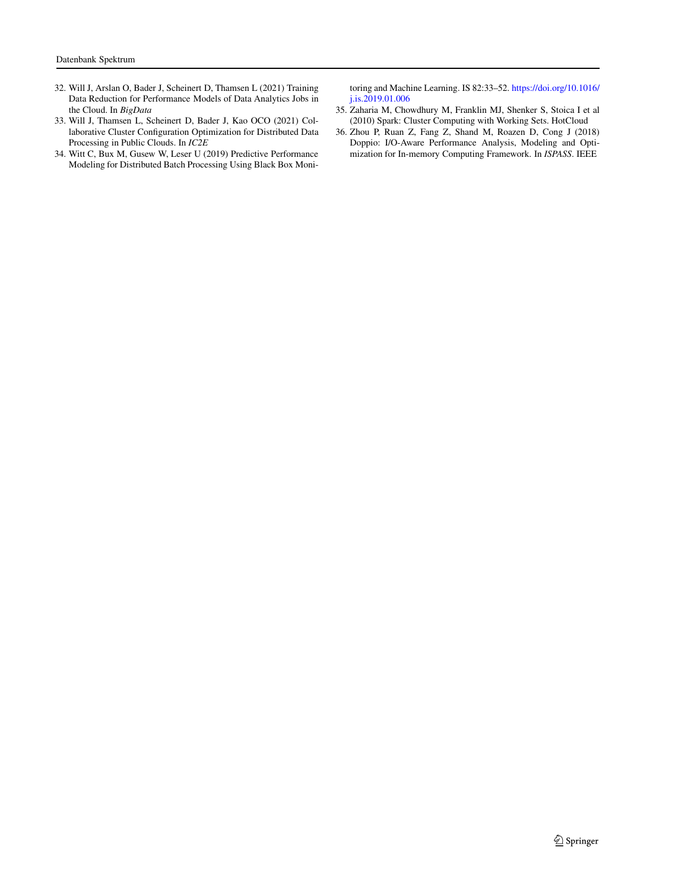32. Will J, Arslan O, Bader J, Scheinert D, Thamsen L (2021) Training Data Reduction for Performance Models of Data Analytics Jobs in the Cloud. In *BigData*
33. Will J, Thamsen L, Scheinert D, Bader J, Kao OCO (2021) Collaborative Cluster Configuration Optimization for Distributed Data Processing in Public Clouds. In *IC2E*
34. Witt C, Bux M, Gusew W, Leser U (2019) Predictive Performance Modeling for Distributed Batch Processing Using Black Box Monitoring and Machine Learning. IS 82:33–52. https://doi.org/10.1016/j.is.2019.01.006
35. Zaharia M, Chowdhury M, Franklin MJ, Shenker S, Stoica I et al (2010) Spark: Cluster Computing with Working Sets. HotCloud
36. Zhou P, Ruan Z, Fang Z, Shand M, Roazen D, Cong J (2018) Doppio: I/O-Aware Performance Analysis, Modeling and Optimization for In-memory Computing Framework. In *ISPASS*. IEEE